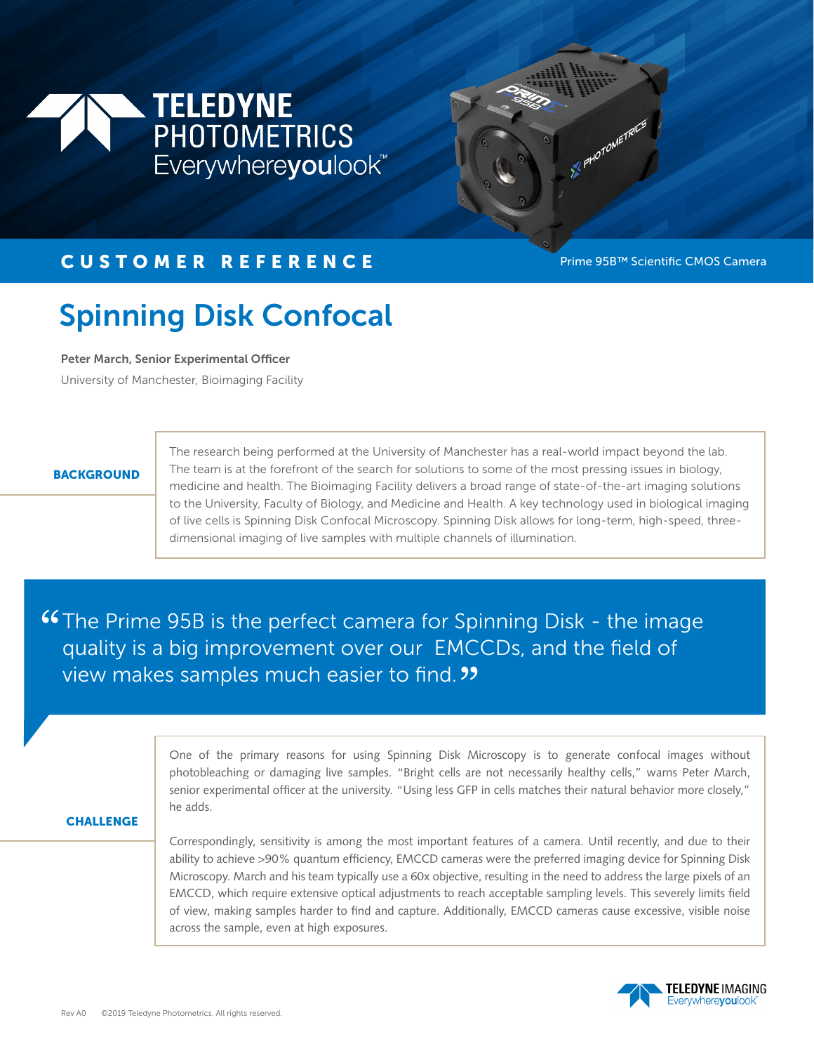TELEDYNE PHOTOMETRICS
Everywhereyoulook™

**CUSTOMER REFERENCE**

Prime 95B™ Scientific CMOS Camera

# Spinning Disk Confocal

**Peter March, Senior Experimental Officer**

University of Manchester, Bioimaging Facility

## BACKGROUND

The research being performed at the University of Manchester has a real-world impact beyond the lab. The team is at the forefront of the search for solutions to some of the most pressing issues in biology, medicine and health. The Bioimaging Facility delivers a broad range of state-of-the-art imaging solutions to the University, Faculty of Biology, and Medicine and Health. A key technology used in biological imaging of live cells is Spinning Disk Confocal Microscopy. Spinning Disk allows for long-term, high-speed, three-dimensional imaging of live samples with multiple channels of illumination.

> "The Prime 95B is the perfect camera for Spinning Disk - the image quality is a big improvement over our EMCCDs, and the field of view makes samples much easier to find."

## CHALLENGE

One of the primary reasons for using Spinning Disk Microscopy is to generate confocal images without photobleaching or damaging live samples. "Bright cells are not necessarily healthy cells," warns Peter March, senior experimental officer at the university. "Using less GFP in cells matches their natural behavior more closely," he adds.

Correspondingly, sensitivity is among the most important features of a camera. Until recently, and due to their ability to achieve >90% quantum efficiency, EMCCD cameras were the preferred imaging device for Spinning Disk Microscopy. March and his team typically use a 60x objective, resulting in the need to address the large pixels of an EMCCD, which require extensive optical adjustments to reach acceptable sampling levels. This severely limits field of view, making samples harder to find and capture. Additionally, EMCCD cameras cause excessive, visible noise across the sample, even at high exposures.

Rev A0 ©2019 Teledyne Photometrics. All rights reserved.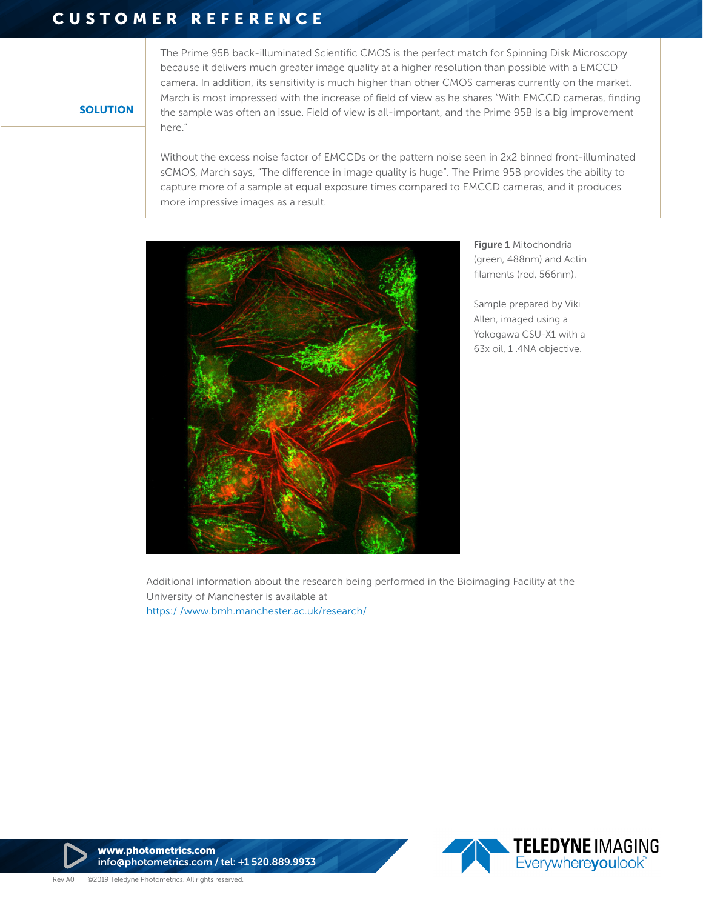## SOLUTION

The Prime 95B back-illuminated Scientific CMOS is the perfect match for Spinning Disk Microscopy because it delivers much greater image quality at a higher resolution than possible with a EMCCD camera. In addition, its sensitivity is much higher than other CMOS cameras currently on the market. March is most impressed with the increase of field of view as he shares "With EMCCD cameras, finding the sample was often an issue. Field of view is all-important, and the Prime 95B is a big improvement here."

Without the excess noise factor of EMCCDs or the pattern noise seen in 2x2 binned front-illuminated sCMOS, March says, "The difference in image quality is huge". The Prime 95B provides the ability to capture more of a sample at equal exposure times compared to EMCCD cameras, and it produces more impressive images as a result.

**Figure 1** Mitochondria (green, 488nm) and Actin filaments (red, 566nm).

Sample prepared by Viki Allen, imaged using a Yokogawa CSU-X1 with a 63x oil, 1 .4NA objective.

Additional information about the research being performed in the Bioimaging Facility at the University of Manchester is available at https:/ /www.bmh.manchester.ac.uk/research/

www.photometrics.com
info@photometrics.com / tel: +1 520.889.9933

TELEDYNE IMAGING
Everywhereyoulook™

Rev A0 ©2019 Teledyne Photometrics. All rights reserved.